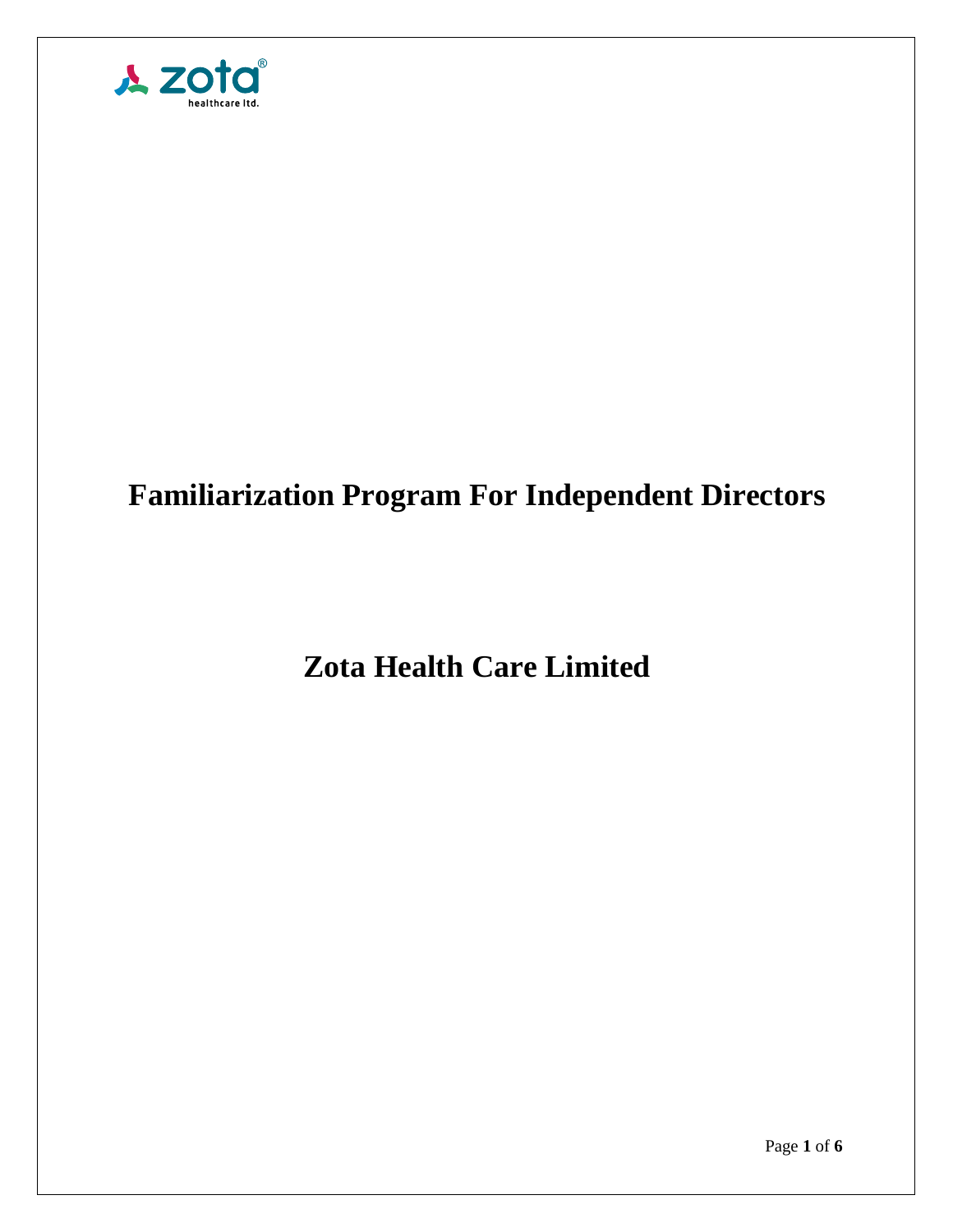# Familiarization Program For Independent Directors

# Zota Health Care Limited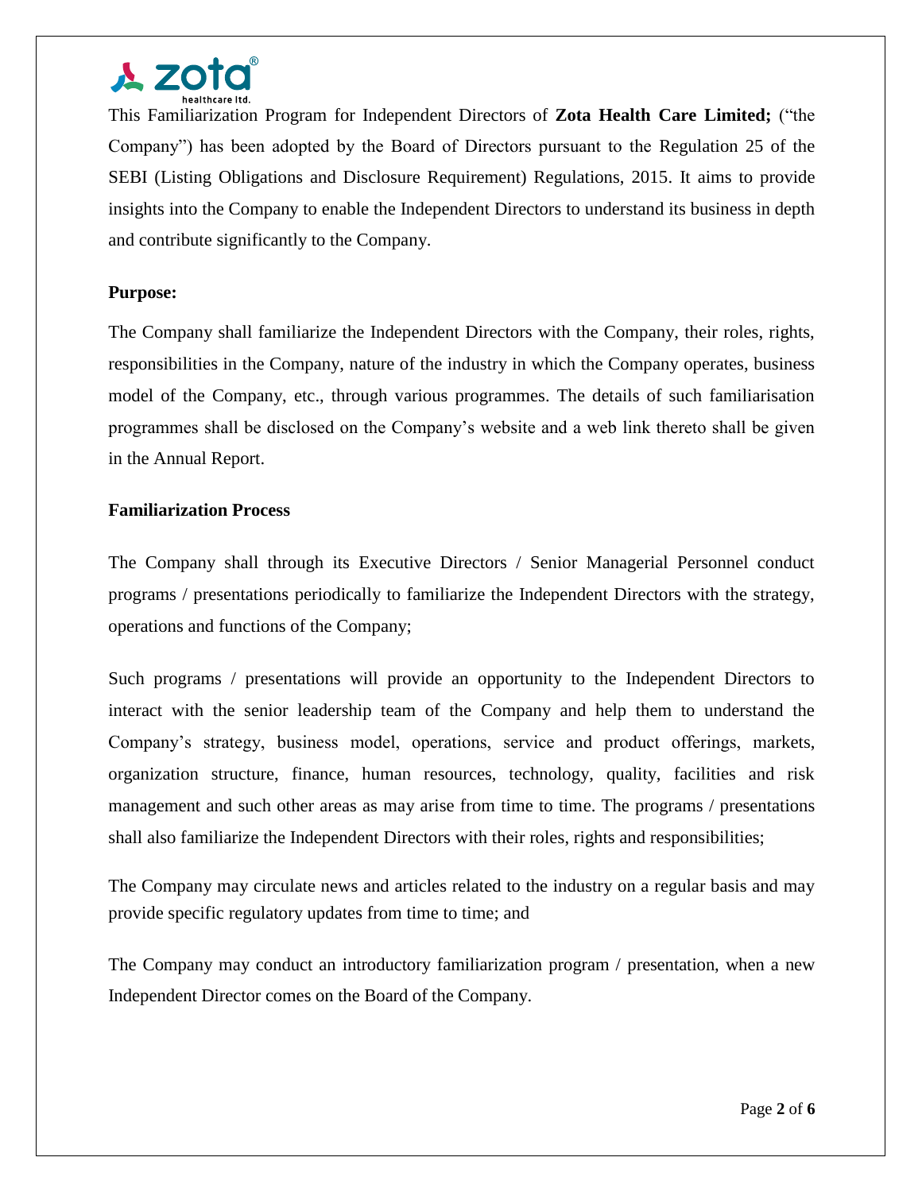This Familiarization Program for Independent Directors of **Zota Health Care Limited;** ("the Company") has been adopted by the Board of Directors pursuant to the Regulation 25 of the SEBI (Listing Obligations and Disclosure Requirement) Regulations, 2015. It aims to provide insights into the Company to enable the Independent Directors to understand its business in depth and contribute significantly to the Company.

**Purpose:**

The Company shall familiarize the Independent Directors with the Company, their roles, rights, responsibilities in the Company, nature of the industry in which the Company operates, business model of the Company, etc., through various programmes. The details of such familiarisation programmes shall be disclosed on the Company's website and a web link thereto shall be given in the Annual Report.

**Familiarization Process**

The Company shall through its Executive Directors / Senior Managerial Personnel conduct programs / presentations periodically to familiarize the Independent Directors with the strategy, operations and functions of the Company;

Such programs / presentations will provide an opportunity to the Independent Directors to interact with the senior leadership team of the Company and help them to understand the Company's strategy, business model, operations, service and product offerings, markets, organization structure, finance, human resources, technology, quality, facilities and risk management and such other areas as may arise from time to time. The programs / presentations shall also familiarize the Independent Directors with their roles, rights and responsibilities;

The Company may circulate news and articles related to the industry on a regular basis and may provide specific regulatory updates from time to time; and

The Company may conduct an introductory familiarization program / presentation, when a new Independent Director comes on the Board of the Company.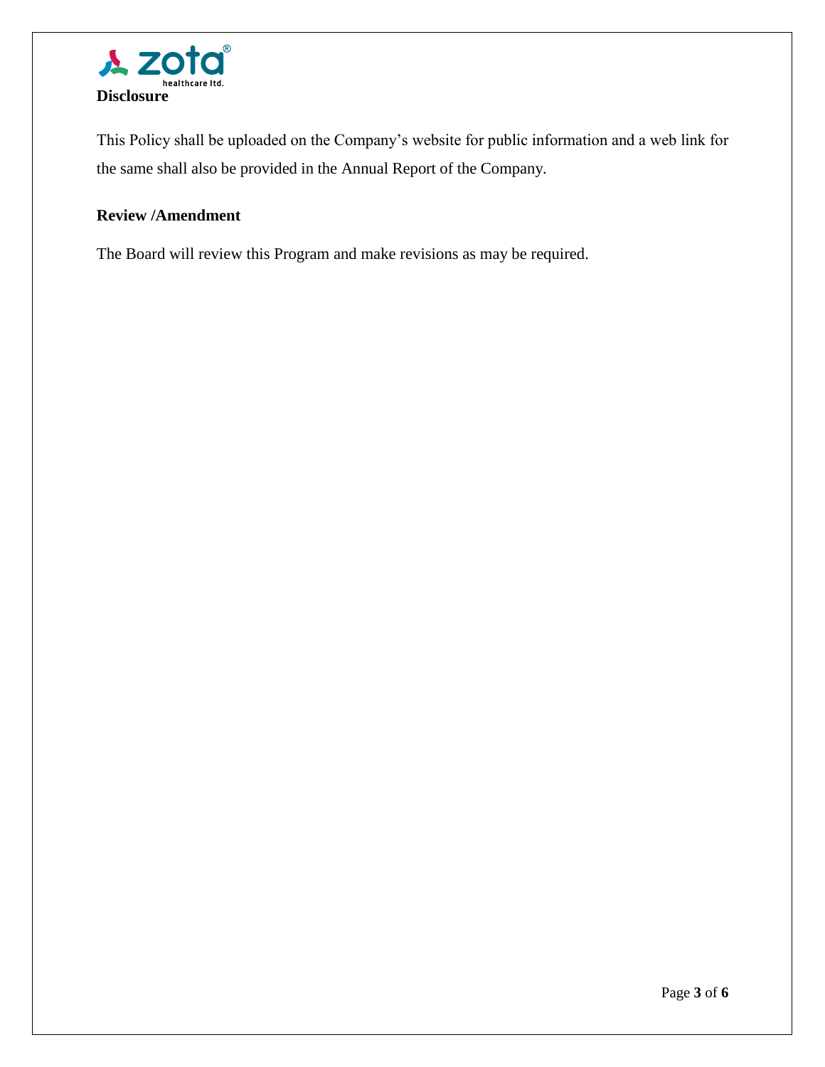**Disclosure**

This Policy shall be uploaded on the Company's website for public information and a web link for the same shall also be provided in the Annual Report of the Company.

**Review /Amendment**

The Board will review this Program and make revisions as may be required.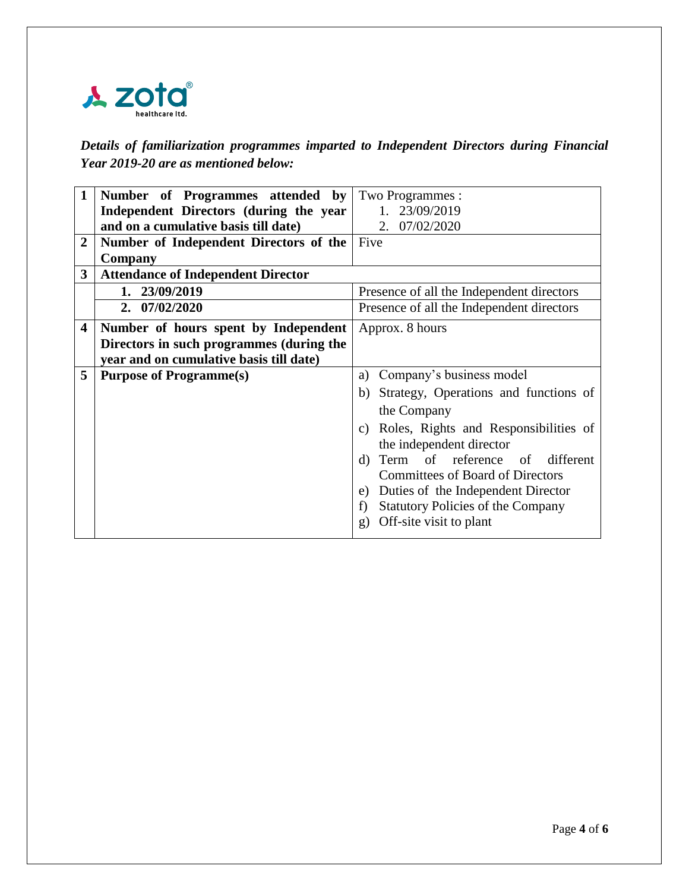***Details of familiarization programmes imparted to Independent Directors during Financial Year 2019-20 are as mentioned below:***

| | | |
|---|---|---|
| **1** | **Number of Programmes attended by Independent Directors (during the year and on a cumulative basis till date)** | Two Programmes :<br>1. 23/09/2019<br>2. 07/02/2020 |
| **2** | **Number of Independent Directors of the Company** | Five |
| **3** | **Attendance of Independent Director** | |
| | **1. 23/09/2019** | Presence of all the Independent directors |
| | **2. 07/02/2020** | Presence of all the Independent directors |
| **4** | **Number of hours spent by Independent Directors in such programmes (during the year and on cumulative basis till date)** | Approx. 8 hours |
| **5** | **Purpose of Programme(s)** | a) Company's business model<br>b) Strategy, Operations and functions of the Company<br>c) Roles, Rights and Responsibilities of the independent director<br>d) Term of reference of different Committees of Board of Directors<br>e) Duties of the Independent Director<br>f) Statutory Policies of the Company<br>g) Off-site visit to plant |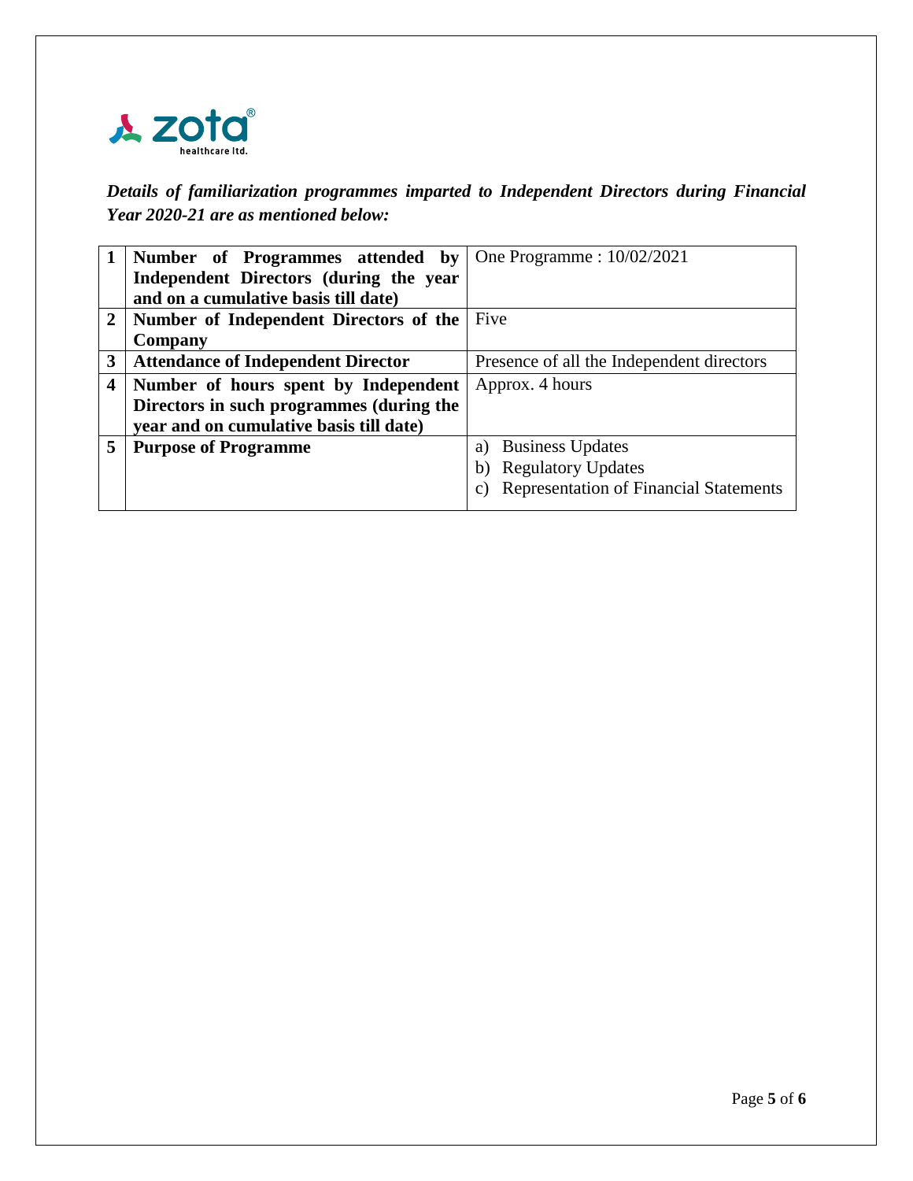***Details of familiarization programmes imparted to Independent Directors during Financial Year 2020-21 are as mentioned below:***

| | | |
|---|---|---|
| **1** | **Number of Programmes attended by Independent Directors (during the year and on a cumulative basis till date)** | One Programme : 10/02/2021 |
| **2** | **Number of Independent Directors of the Company** | Five |
| **3** | **Attendance of Independent Director** | Presence of all the Independent directors |
| **4** | **Number of hours spent by Independent Directors in such programmes (during the year and on cumulative basis till date)** | Approx. 4 hours |
| **5** | **Purpose of Programme** | a) Business Updates<br>b) Regulatory Updates<br>c) Representation of Financial Statements |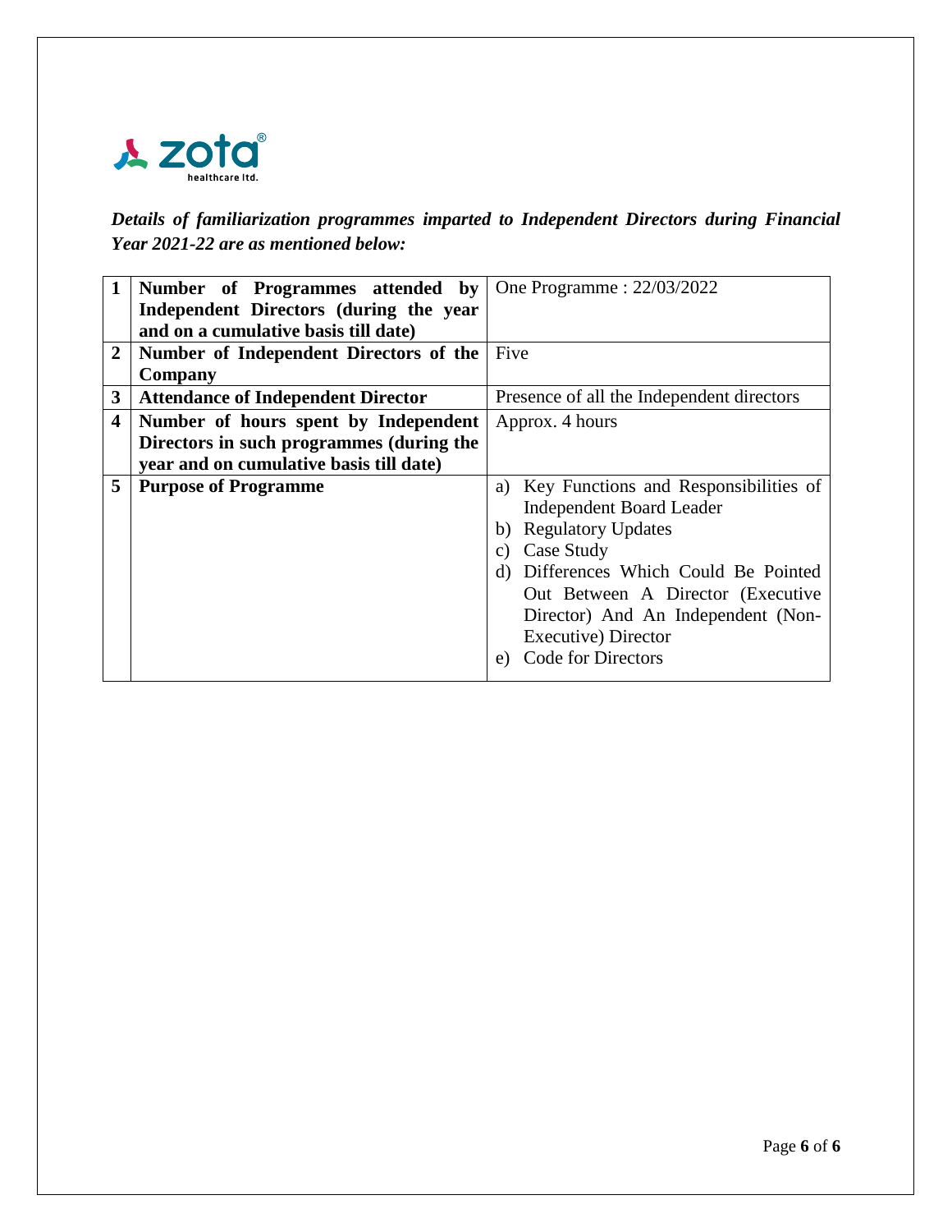*__Details of familiarization programmes imparted to Independent Directors during Financial Year 2021-22 are as mentioned below:__*

| | | |
|---|---|---|
| **1** | **Number of Programmes attended by Independent Directors (during the year and on a cumulative basis till date)** | One Programme : 22/03/2022 |
| **2** | **Number of Independent Directors of the Company** | Five |
| **3** | **Attendance of Independent Director** | Presence of all the Independent directors |
| **4** | **Number of hours spent by Independent Directors in such programmes (during the year and on cumulative basis till date)** | Approx. 4 hours |
| **5** | **Purpose of Programme** | a) Key Functions and Responsibilities of Independent Board Leader<br>b) Regulatory Updates<br>c) Case Study<br>d) Differences Which Could Be Pointed Out Between A Director (Executive Director) And An Independent (Non-Executive) Director<br>e) Code for Directors |